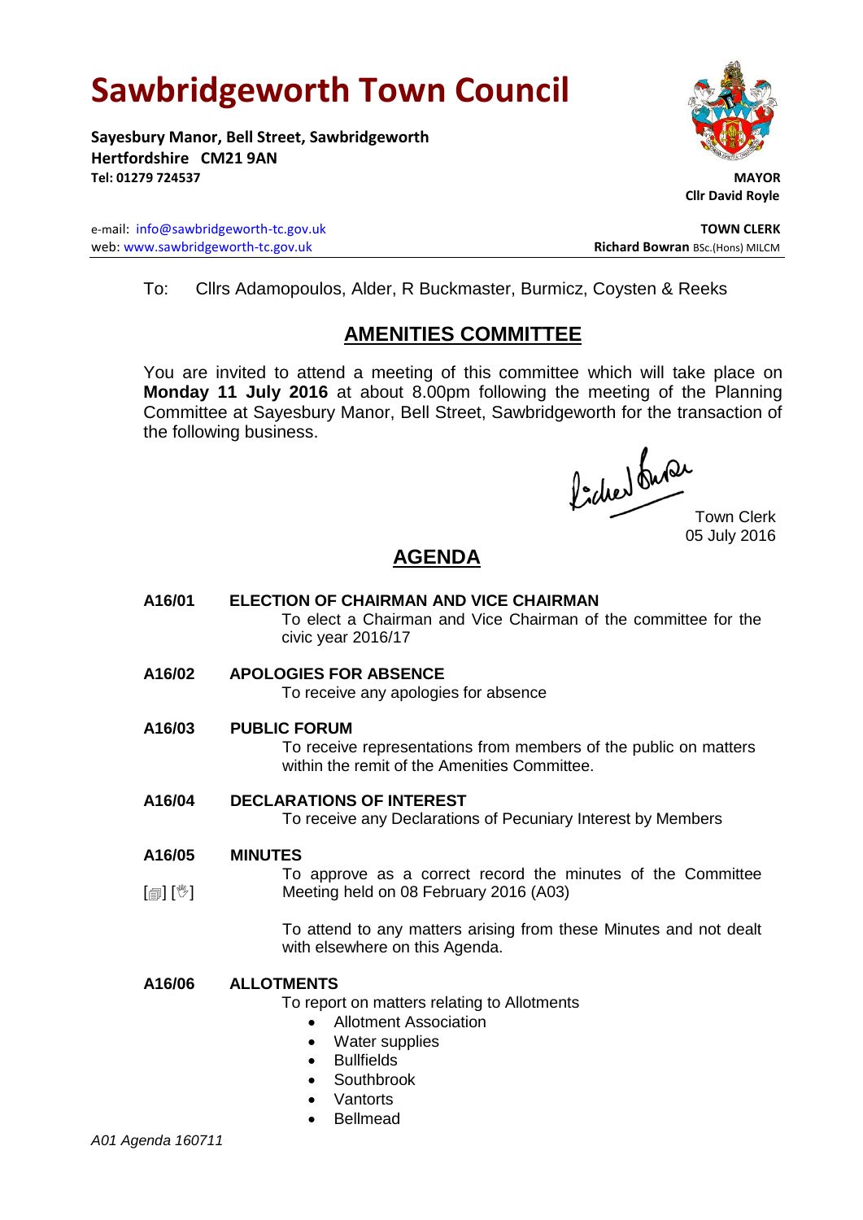# Sawbridgeworth Town Council

**Sayesbury Manor, Bell Street, Sawbridgeworth**
**Hertfordshire CM21 9AN**
**Tel: 01279 724537**

**MAYOR**
**Cllr David Royle**

e-mail: info@sawbridgeworth-tc.gov.uk
web: www.sawbridgeworth-tc.gov.uk

**TOWN CLERK**
**Richard Bowran** BSc.(Hons) MILCM

To: Cllrs Adamopoulos, Alder, R Buckmaster, Burmicz, Coysten & Reeks

## AMENITIES COMMITTEE

You are invited to attend a meeting of this committee which will take place on **Monday 11 July 2016** at about 8.00pm following the meeting of the Planning Committee at Sayesbury Manor, Bell Street, Sawbridgeworth for the transaction of the following business.

Town Clerk
05 July 2016

## AGENDA

**A16/01 ELECTION OF CHAIRMAN AND VICE CHAIRMAN**
To elect a Chairman and Vice Chairman of the committee for the civic year 2016/17

**A16/02 APOLOGIES FOR ABSENCE**
To receive any apologies for absence

**A16/03 PUBLIC FORUM**
To receive representations from members of the public on matters within the remit of the Amenities Committee.

**A16/04 DECLARATIONS OF INTEREST**
To receive any Declarations of Pecuniary Interest by Members

**A16/05 MINUTES**
[▤] [✋] To approve as a correct record the minutes of the Committee Meeting held on 08 February 2016 (A03)

To attend to any matters arising from these Minutes and not dealt with elsewhere on this Agenda.

**A16/06 ALLOTMENTS**
To report on matters relating to Allotments
- Allotment Association
- Water supplies
- Bullfields
- Southbrook
- Vantorts
- Bellmead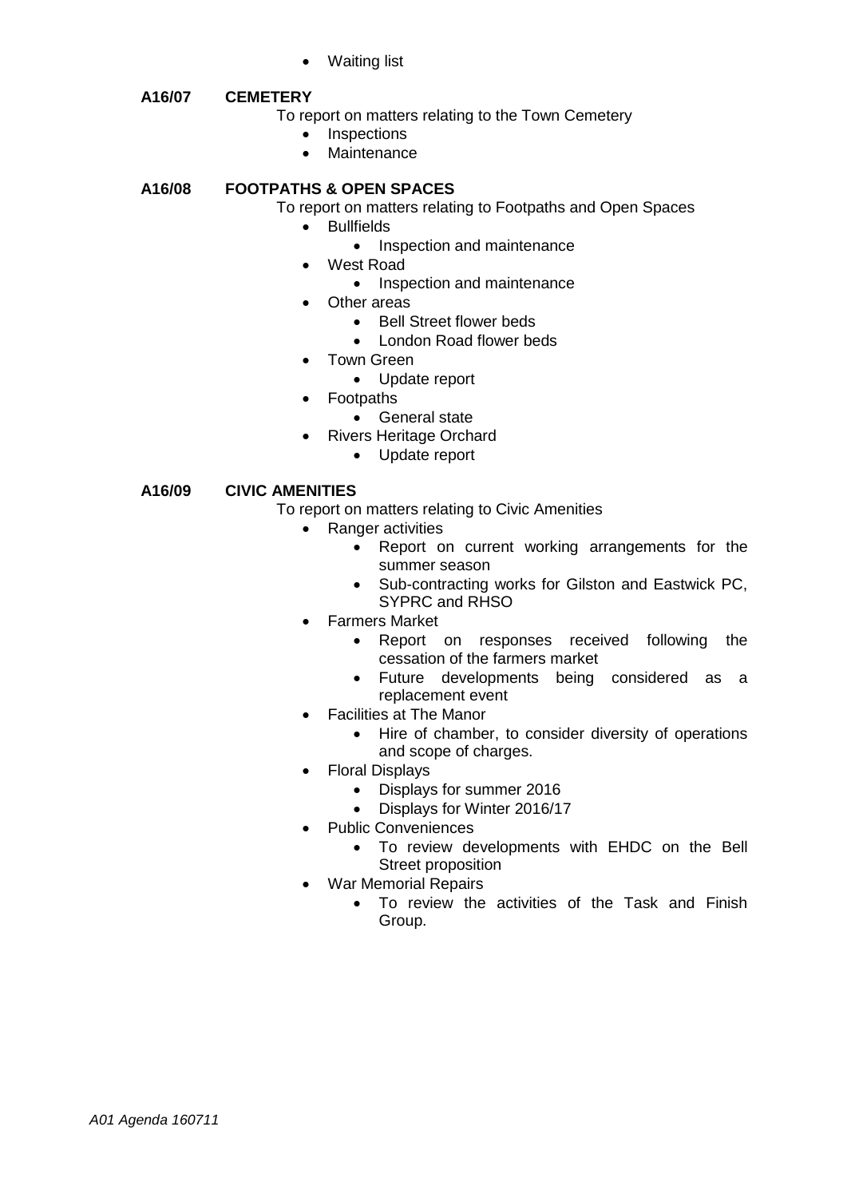- Waiting list

**A16/07 CEMETERY**

To report on matters relating to the Town Cemetery

- Inspections
- Maintenance

**A16/08 FOOTPATHS & OPEN SPACES**

To report on matters relating to Footpaths and Open Spaces

- Bullfields
  - Inspection and maintenance
- West Road
  - Inspection and maintenance
- Other areas
  - Bell Street flower beds
  - London Road flower beds
- Town Green
  - Update report
- Footpaths
  - General state
- Rivers Heritage Orchard
  - Update report

**A16/09 CIVIC AMENITIES**

To report on matters relating to Civic Amenities

- Ranger activities
  - Report on current working arrangements for the summer season
  - Sub-contracting works for Gilston and Eastwick PC, SYPRC and RHSO
- Farmers Market
  - Report on responses received following the cessation of the farmers market
  - Future developments being considered as a replacement event
- Facilities at The Manor
  - Hire of chamber, to consider diversity of operations and scope of charges.
- Floral Displays
  - Displays for summer 2016
  - Displays for Winter 2016/17
- Public Conveniences
  - To review developments with EHDC on the Bell Street proposition
- War Memorial Repairs
  - To review the activities of the Task and Finish Group.

*A01 Agenda 160711*